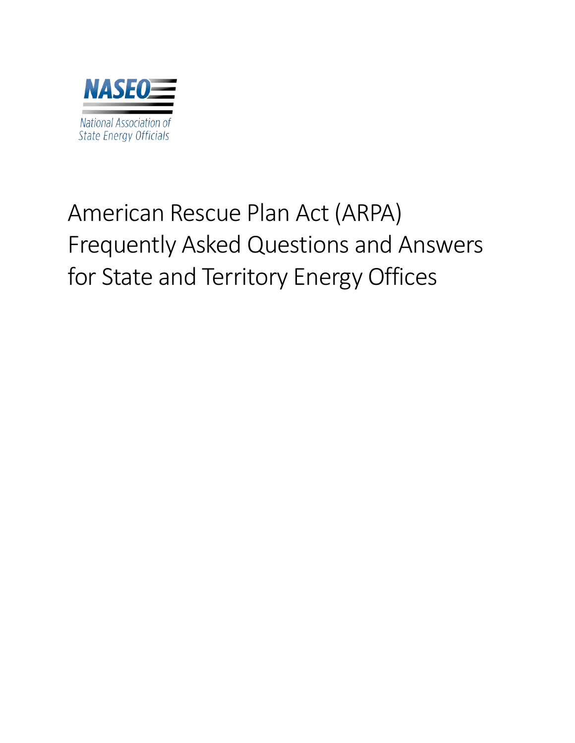NASEO

National Association of State Energy Officials

# American Rescue Plan Act (ARPA) Frequently Asked Questions and Answers for State and Territory Energy Offices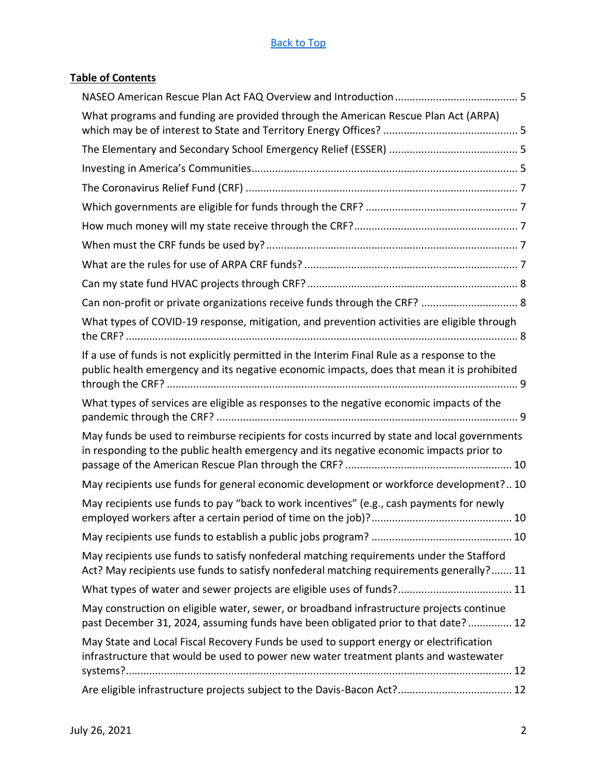[Back to Top]

**Table of Contents**

- NASEO American Rescue Plan Act FAQ Overview and Introduction .......... 5
- What programs and funding are provided through the American Rescue Plan Act (ARPA) which may be of interest to State and Territory Energy Offices? .......... 5
- The Elementary and Secondary School Emergency Relief (ESSER) .......... 5
- Investing in America's Communities .......... 5
- The Coronavirus Relief Fund (CRF) .......... 7
- Which governments are eligible for funds through the CRF? .......... 7
- How much money will my state receive through the CRF? .......... 7
- When must the CRF funds be used by? .......... 7
- What are the rules for use of ARPA CRF funds? .......... 7
- Can my state fund HVAC projects through CRF? .......... 8
- Can non-profit or private organizations receive funds through the CRF? .......... 8
- What types of COVID-19 response, mitigation, and prevention activities are eligible through the CRF? .......... 8
- If a use of funds is not explicitly permitted in the Interim Final Rule as a response to the public health emergency and its negative economic impacts, does that mean it is prohibited through the CRF? .......... 9
- What types of services are eligible as responses to the negative economic impacts of the pandemic through the CRF? .......... 9
- May funds be used to reimburse recipients for costs incurred by state and local governments in responding to the public health emergency and its negative economic impacts prior to passage of the American Rescue Plan through the CRF? .......... 10
- May recipients use funds for general economic development or workforce development? .......... 10
- May recipients use funds to pay "back to work incentives" (e.g., cash payments for newly employed workers after a certain period of time on the job)? .......... 10
- May recipients use funds to establish a public jobs program? .......... 10
- May recipients use funds to satisfy nonfederal matching requirements under the Stafford Act? May recipients use funds to satisfy nonfederal matching requirements generally? .......... 11
- What types of water and sewer projects are eligible uses of funds? .......... 11
- May construction on eligible water, sewer, or broadband infrastructure projects continue past December 31, 2024, assuming funds have been obligated prior to that date? .......... 12
- May State and Local Fiscal Recovery Funds be used to support energy or electrification infrastructure that would be used to power new water treatment plants and wastewater systems? .......... 12
- Are eligible infrastructure projects subject to the Davis-Bacon Act? .......... 12

July 26, 2021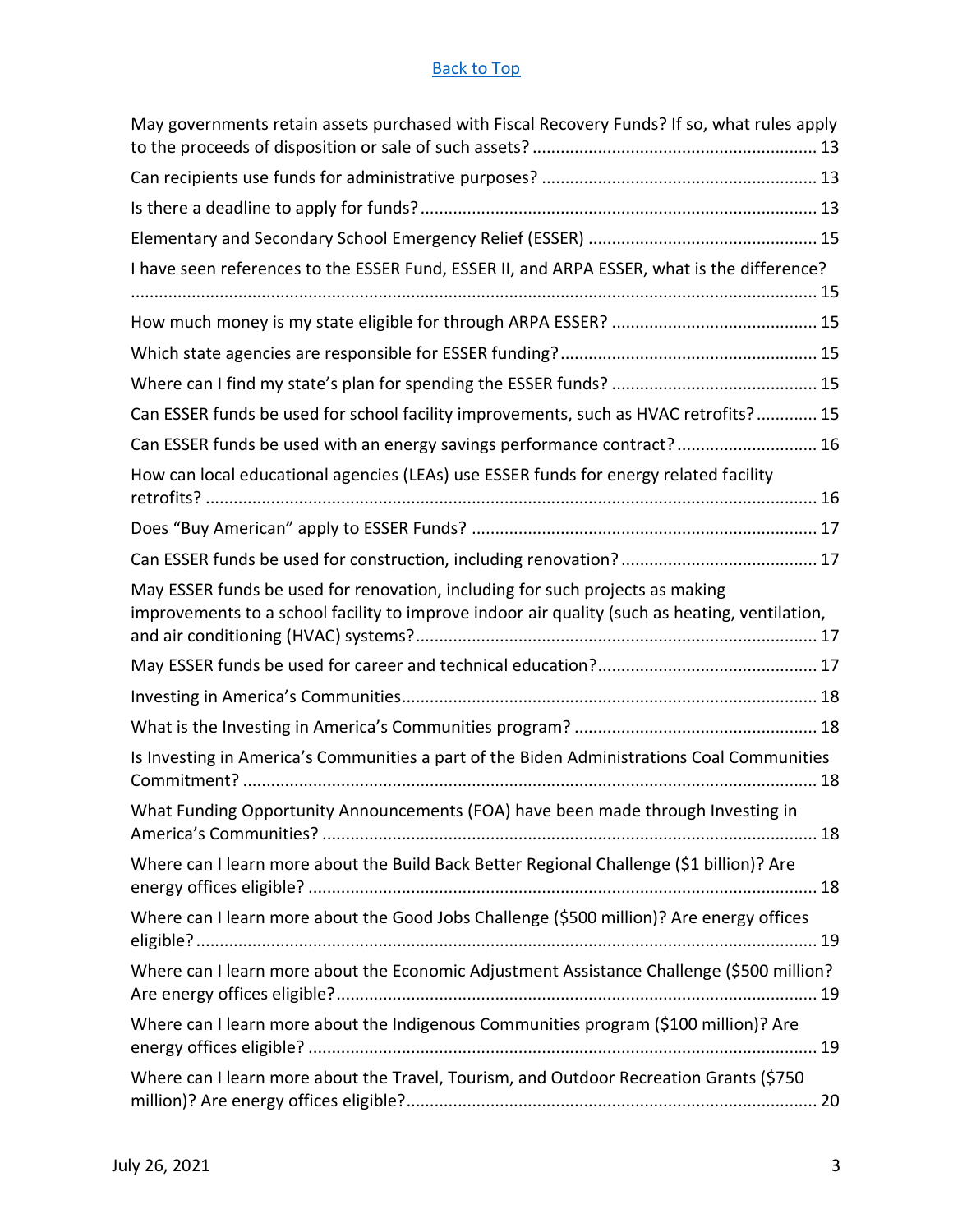[Back to Top](#)

May governments retain assets purchased with Fiscal Recovery Funds? If so, what rules apply to the proceeds of disposition or sale of such assets? ............ 13

Can recipients use funds for administrative purposes? ............ 13

Is there a deadline to apply for funds? ............ 13

Elementary and Secondary School Emergency Relief (ESSER) ............ 15

I have seen references to the ESSER Fund, ESSER II, and ARPA ESSER, what is the difference? ............ 15

How much money is my state eligible for through ARPA ESSER? ............ 15

Which state agencies are responsible for ESSER funding? ............ 15

Where can I find my state's plan for spending the ESSER funds? ............ 15

Can ESSER funds be used for school facility improvements, such as HVAC retrofits? ............ 15

Can ESSER funds be used with an energy savings performance contract? ............ 16

How can local educational agencies (LEAs) use ESSER funds for energy related facility retrofits? ............ 16

Does "Buy American" apply to ESSER Funds? ............ 17

Can ESSER funds be used for construction, including renovation? ............ 17

May ESSER funds be used for renovation, including for such projects as making improvements to a school facility to improve indoor air quality (such as heating, ventilation, and air conditioning (HVAC) systems? ............ 17

May ESSER funds be used for career and technical education? ............ 17

Investing in America's Communities ............ 18

What is the Investing in America's Communities program? ............ 18

Is Investing in America's Communities a part of the Biden Administrations Coal Communities Commitment? ............ 18

What Funding Opportunity Announcements (FOA) have been made through Investing in America's Communities? ............ 18

Where can I learn more about the Build Back Better Regional Challenge ($1 billion)? Are energy offices eligible? ............ 18

Where can I learn more about the Good Jobs Challenge ($500 million)? Are energy offices eligible? ............ 19

Where can I learn more about the Economic Adjustment Assistance Challenge ($500 million? Are energy offices eligible? ............ 19

Where can I learn more about the Indigenous Communities program ($100 million)? Are energy offices eligible? ............ 19

Where can I learn more about the Travel, Tourism, and Outdoor Recreation Grants ($750 million)? Are energy offices eligible? ............ 20

July 26, 2021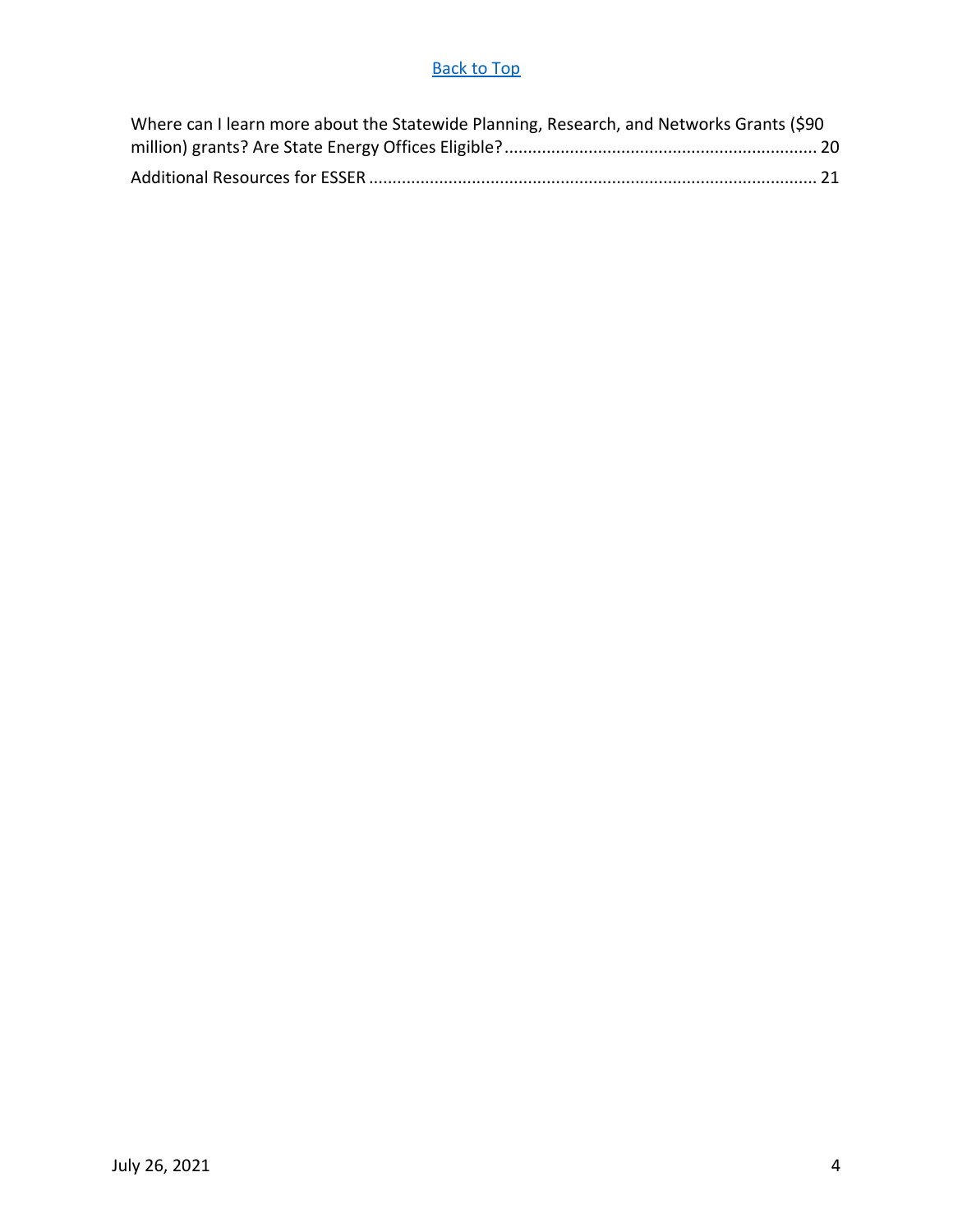[Back to Top](#)

Where can I learn more about the Statewide Planning, Research, and Networks Grants ($90 million) grants? Are State Energy Offices Eligible? ........ 20

Additional Resources for ESSER ........ 21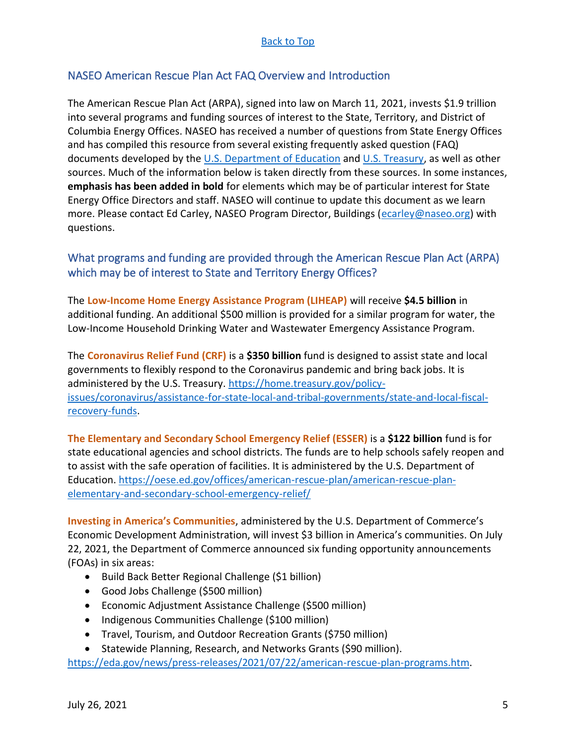[Back to Top](#)

## NASEO American Rescue Plan Act FAQ Overview and Introduction

The American Rescue Plan Act (ARPA), signed into law on March 11, 2021, invests $1.9 trillion into several programs and funding sources of interest to the State, Territory, and District of Columbia Energy Offices. NASEO has received a number of questions from State Energy Offices and has compiled this resource from several existing frequently asked question (FAQ) documents developed by the [U.S. Department of Education](#) and [U.S. Treasury](#), as well as other sources. Much of the information below is taken directly from these sources. In some instances, **emphasis has been added in bold** for elements which may be of particular interest for State Energy Office Directors and staff. NASEO will continue to update this document as we learn more. Please contact Ed Carley, NASEO Program Director, Buildings ([ecarley@naseo.org](mailto:ecarley@naseo.org)) with questions.

## What programs and funding are provided through the American Rescue Plan Act (ARPA) which may be of interest to State and Territory Energy Offices?

The **Low-Income Home Energy Assistance Program (LIHEAP)** will receive **$4.5 billion** in additional funding. An additional $500 million is provided for a similar program for water, the Low-Income Household Drinking Water and Wastewater Emergency Assistance Program.

The **Coronavirus Relief Fund (CRF)** is a **$350 billion** fund is designed to assist state and local governments to flexibly respond to the Coronavirus pandemic and bring back jobs. It is administered by the U.S. Treasury. [https://home.treasury.gov/policy-issues/coronavirus/assistance-for-state-local-and-tribal-governments/state-and-local-fiscal-recovery-funds](https://home.treasury.gov/policy-issues/coronavirus/assistance-for-state-local-and-tribal-governments/state-and-local-fiscal-recovery-funds).

**The Elementary and Secondary School Emergency Relief (ESSER)** is a **$122 billion** fund is for state educational agencies and school districts. The funds are to help schools safely reopen and to assist with the safe operation of facilities. It is administered by the U.S. Department of Education. [https://oese.ed.gov/offices/american-rescue-plan/american-rescue-plan-elementary-and-secondary-school-emergency-relief/](https://oese.ed.gov/offices/american-rescue-plan/american-rescue-plan-elementary-and-secondary-school-emergency-relief/)

**Investing in America's Communities**, administered by the U.S. Department of Commerce's Economic Development Administration, will invest $3 billion in America's communities. On July 22, 2021, the Department of Commerce announced six funding opportunity announcements (FOAs) in six areas:

- Build Back Better Regional Challenge ($1 billion)
- Good Jobs Challenge ($500 million)
- Economic Adjustment Assistance Challenge ($500 million)
- Indigenous Communities Challenge ($100 million)
- Travel, Tourism, and Outdoor Recreation Grants ($750 million)
- Statewide Planning, Research, and Networks Grants ($90 million).

[https://eda.gov/news/press-releases/2021/07/22/american-rescue-plan-programs.htm](https://eda.gov/news/press-releases/2021/07/22/american-rescue-plan-programs.htm).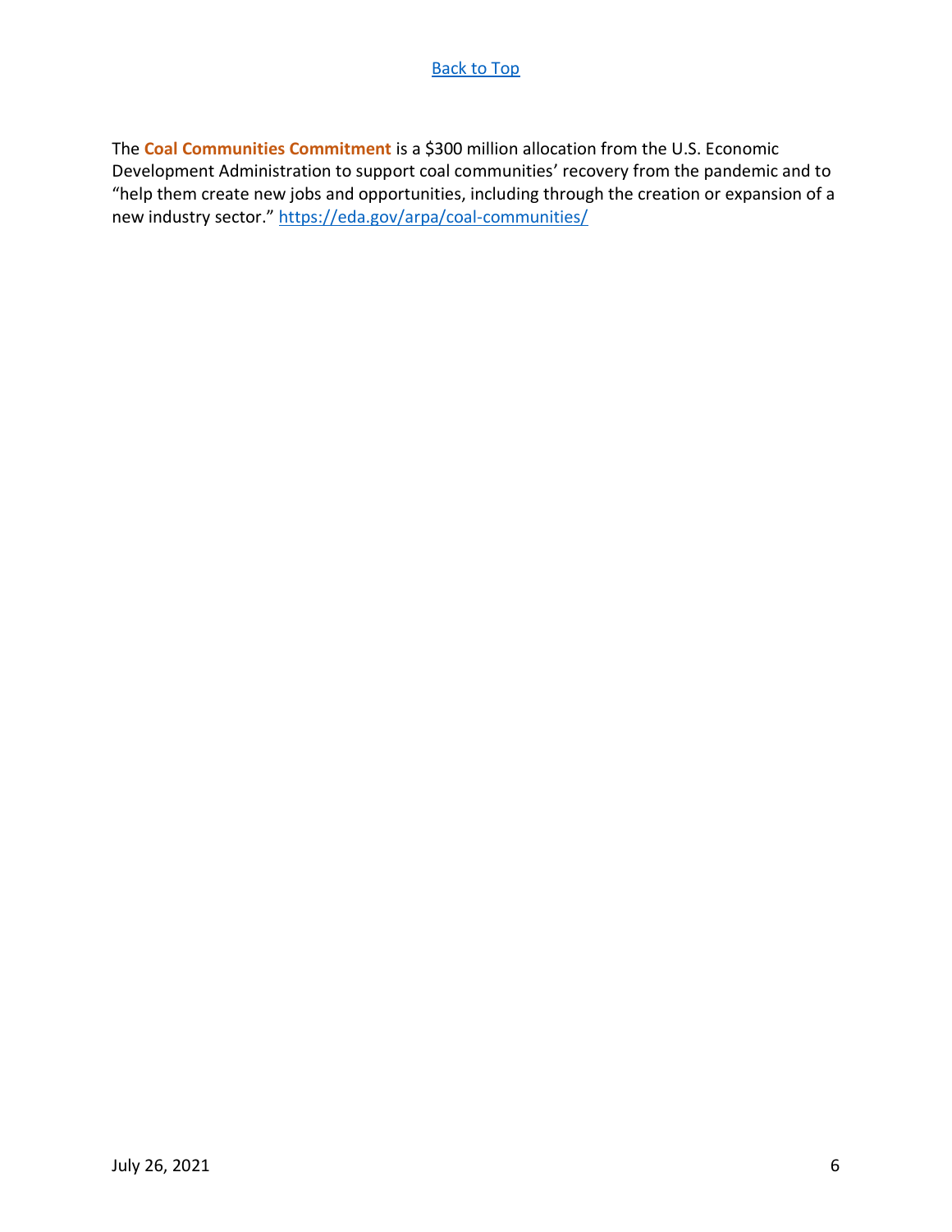[Back to Top](#)

The **Coal Communities Commitment** is a $300 million allocation from the U.S. Economic Development Administration to support coal communities' recovery from the pandemic and to "help them create new jobs and opportunities, including through the creation or expansion of a new industry sector." https://eda.gov/arpa/coal-communities/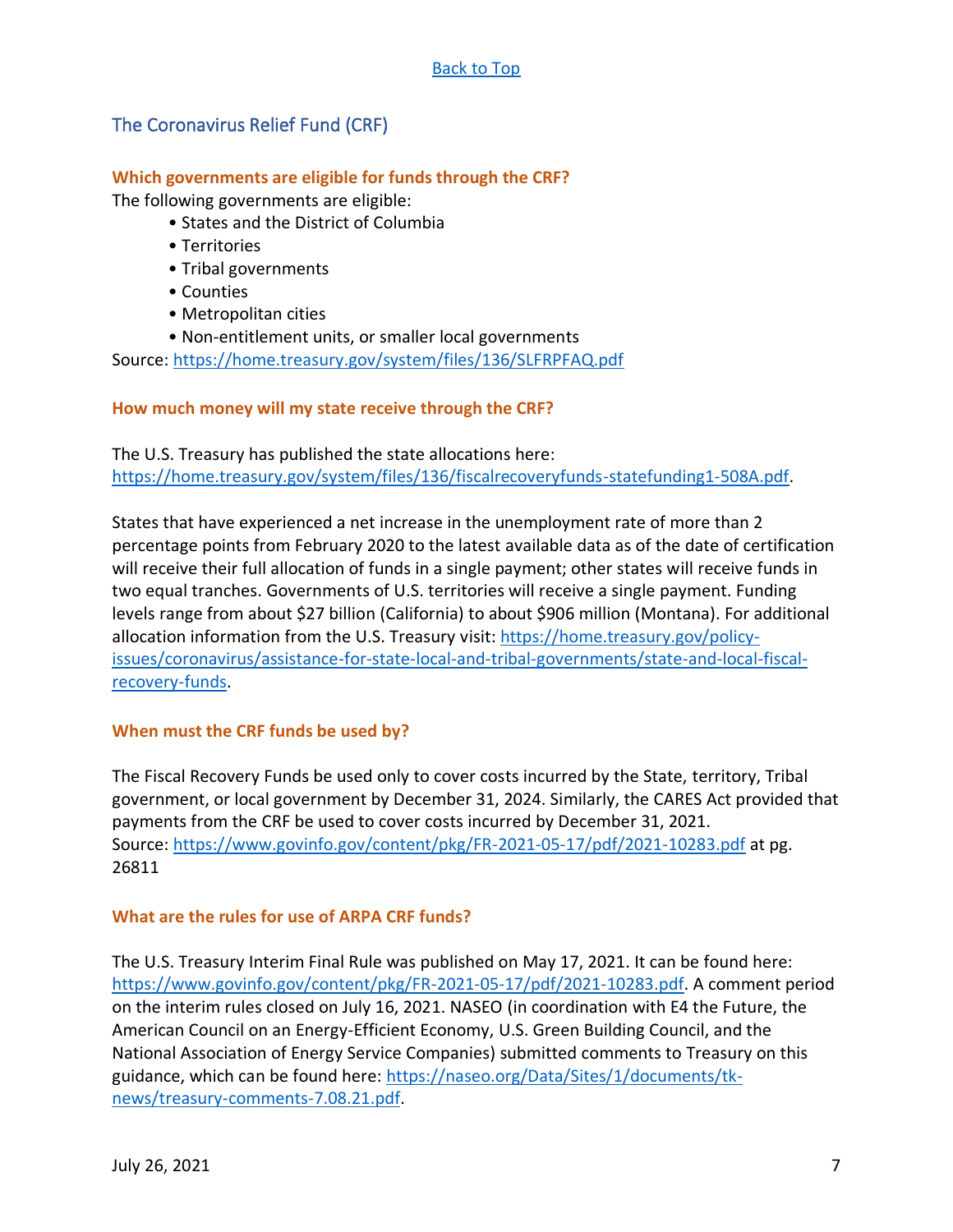[Back to Top](#)

## The Coronavirus Relief Fund (CRF)

**Which governments are eligible for funds through the CRF?**

The following governments are eligible:

- States and the District of Columbia
- Territories
- Tribal governments
- Counties
- Metropolitan cities
- Non-entitlement units, or smaller local governments

Source: https://home.treasury.gov/system/files/136/SLFRPFAQ.pdf

**How much money will my state receive through the CRF?**

The U.S. Treasury has published the state allocations here: https://home.treasury.gov/system/files/136/fiscalrecoveryfunds-statefunding1-508A.pdf.

States that have experienced a net increase in the unemployment rate of more than 2 percentage points from February 2020 to the latest available data as of the date of certification will receive their full allocation of funds in a single payment; other states will receive funds in two equal tranches. Governments of U.S. territories will receive a single payment. Funding levels range from about $27 billion (California) to about $906 million (Montana). For additional allocation information from the U.S. Treasury visit: https://home.treasury.gov/policy-issues/coronavirus/assistance-for-state-local-and-tribal-governments/state-and-local-fiscal-recovery-funds.

**When must the CRF funds be used by?**

The Fiscal Recovery Funds be used only to cover costs incurred by the State, territory, Tribal government, or local government by December 31, 2024. Similarly, the CARES Act provided that payments from the CRF be used to cover costs incurred by December 31, 2021.
Source: https://www.govinfo.gov/content/pkg/FR-2021-05-17/pdf/2021-10283.pdf at pg. 26811

**What are the rules for use of ARPA CRF funds?**

The U.S. Treasury Interim Final Rule was published on May 17, 2021. It can be found here: https://www.govinfo.gov/content/pkg/FR-2021-05-17/pdf/2021-10283.pdf. A comment period on the interim rules closed on July 16, 2021. NASEO (in coordination with E4 the Future, the American Council on an Energy-Efficient Economy, U.S. Green Building Council, and the National Association of Energy Service Companies) submitted comments to Treasury on this guidance, which can be found here: https://naseo.org/Data/Sites/1/documents/tk-news/treasury-comments-7.08.21.pdf.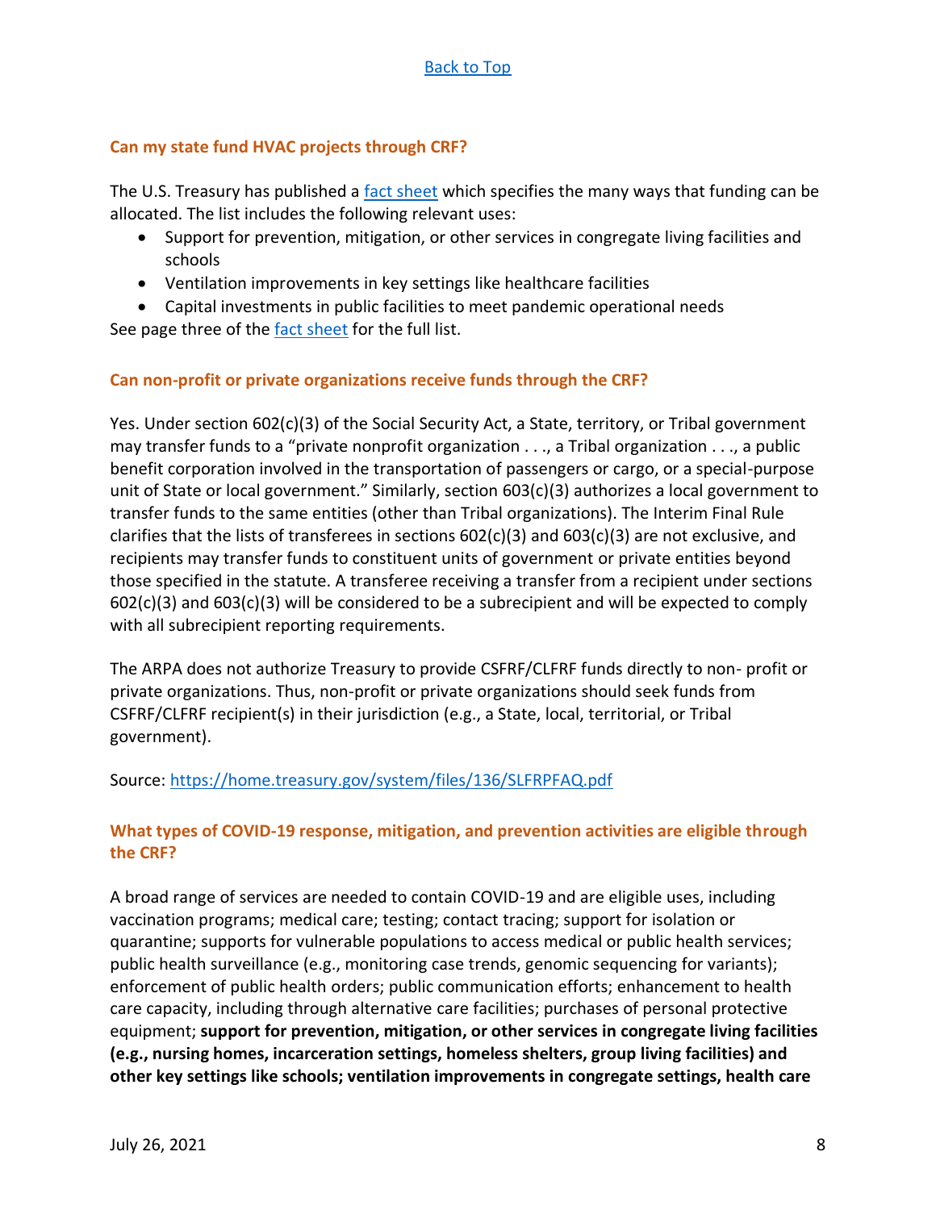[Back to Top](#)

### Can my state fund HVAC projects through CRF?

The U.S. Treasury has published a [fact sheet](#) which specifies the many ways that funding can be allocated. The list includes the following relevant uses:

- Support for prevention, mitigation, or other services in congregate living facilities and schools
- Ventilation improvements in key settings like healthcare facilities
- Capital investments in public facilities to meet pandemic operational needs

See page three of the [fact sheet](#) for the full list.

### Can non-profit or private organizations receive funds through the CRF?

Yes. Under section 602(c)(3) of the Social Security Act, a State, territory, or Tribal government may transfer funds to a "private nonprofit organization . . ., a Tribal organization . . ., a public benefit corporation involved in the transportation of passengers or cargo, or a special-purpose unit of State or local government." Similarly, section 603(c)(3) authorizes a local government to transfer funds to the same entities (other than Tribal organizations). The Interim Final Rule clarifies that the lists of transferees in sections 602(c)(3) and 603(c)(3) are not exclusive, and recipients may transfer funds to constituent units of government or private entities beyond those specified in the statute. A transferee receiving a transfer from a recipient under sections 602(c)(3) and 603(c)(3) will be considered to be a subrecipient and will be expected to comply with all subrecipient reporting requirements.

The ARPA does not authorize Treasury to provide CSFRF/CLFRF funds directly to non- profit or private organizations. Thus, non-profit or private organizations should seek funds from CSFRF/CLFRF recipient(s) in their jurisdiction (e.g., a State, local, territorial, or Tribal government).

Source: [https://home.treasury.gov/system/files/136/SLFRPFAQ.pdf](https://home.treasury.gov/system/files/136/SLFRPFAQ.pdf)

### What types of COVID-19 response, mitigation, and prevention activities are eligible through the CRF?

A broad range of services are needed to contain COVID-19 and are eligible uses, including vaccination programs; medical care; testing; contact tracing; support for isolation or quarantine; supports for vulnerable populations to access medical or public health services; public health surveillance (e.g., monitoring case trends, genomic sequencing for variants); enforcement of public health orders; public communication efforts; enhancement to health care capacity, including through alternative care facilities; purchases of personal protective equipment; **support for prevention, mitigation, or other services in congregate living facilities (e.g., nursing homes, incarceration settings, homeless shelters, group living facilities) and other key settings like schools; ventilation improvements in congregate settings, health care**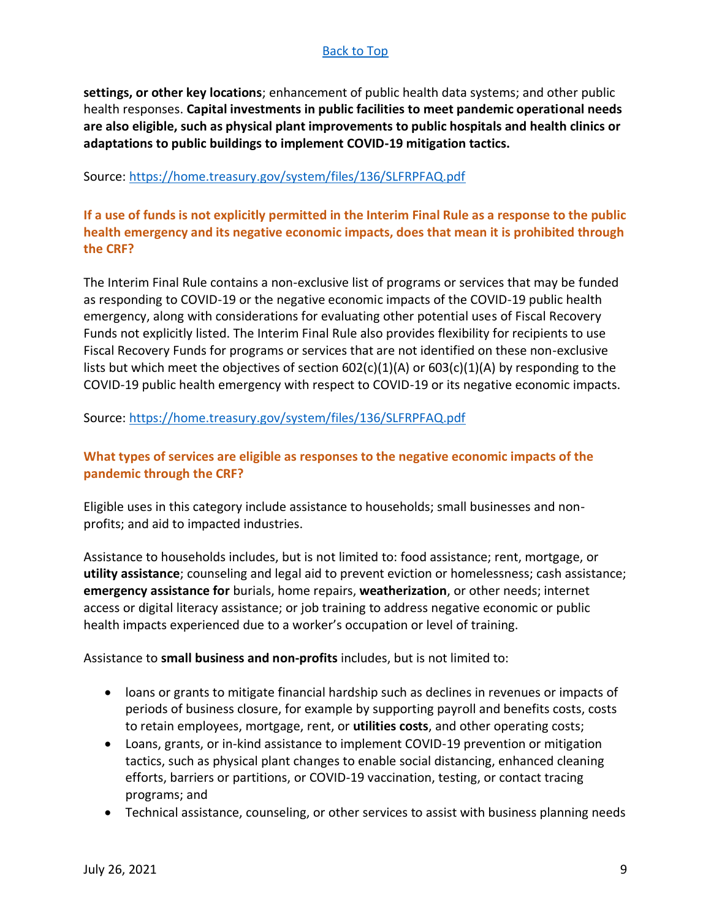[Back to Top]

**settings, or other key locations**; enhancement of public health data systems; and other public health responses. **Capital investments in public facilities to meet pandemic operational needs are also eligible, such as physical plant improvements to public hospitals and health clinics or adaptations to public buildings to implement COVID-19 mitigation tactics.**

Source: https://home.treasury.gov/system/files/136/SLFRPFAQ.pdf

### If a use of funds is not explicitly permitted in the Interim Final Rule as a response to the public health emergency and its negative economic impacts, does that mean it is prohibited through the CRF?

The Interim Final Rule contains a non-exclusive list of programs or services that may be funded as responding to COVID-19 or the negative economic impacts of the COVID-19 public health emergency, along with considerations for evaluating other potential uses of Fiscal Recovery Funds not explicitly listed. The Interim Final Rule also provides flexibility for recipients to use Fiscal Recovery Funds for programs or services that are not identified on these non-exclusive lists but which meet the objectives of section 602(c)(1)(A) or 603(c)(1)(A) by responding to the COVID-19 public health emergency with respect to COVID-19 or its negative economic impacts.

Source: https://home.treasury.gov/system/files/136/SLFRPFAQ.pdf

### What types of services are eligible as responses to the negative economic impacts of the pandemic through the CRF?

Eligible uses in this category include assistance to households; small businesses and non-profits; and aid to impacted industries.

Assistance to households includes, but is not limited to: food assistance; rent, mortgage, or **utility assistance**; counseling and legal aid to prevent eviction or homelessness; cash assistance; **emergency assistance for** burials, home repairs, **weatherization**, or other needs; internet access or digital literacy assistance; or job training to address negative economic or public health impacts experienced due to a worker's occupation or level of training.

Assistance to **small business and non-profits** includes, but is not limited to:

- loans or grants to mitigate financial hardship such as declines in revenues or impacts of periods of business closure, for example by supporting payroll and benefits costs, costs to retain employees, mortgage, rent, or **utilities costs**, and other operating costs;
- Loans, grants, or in-kind assistance to implement COVID-19 prevention or mitigation tactics, such as physical plant changes to enable social distancing, enhanced cleaning efforts, barriers or partitions, or COVID-19 vaccination, testing, or contact tracing programs; and
- Technical assistance, counseling, or other services to assist with business planning needs

July 26, 2021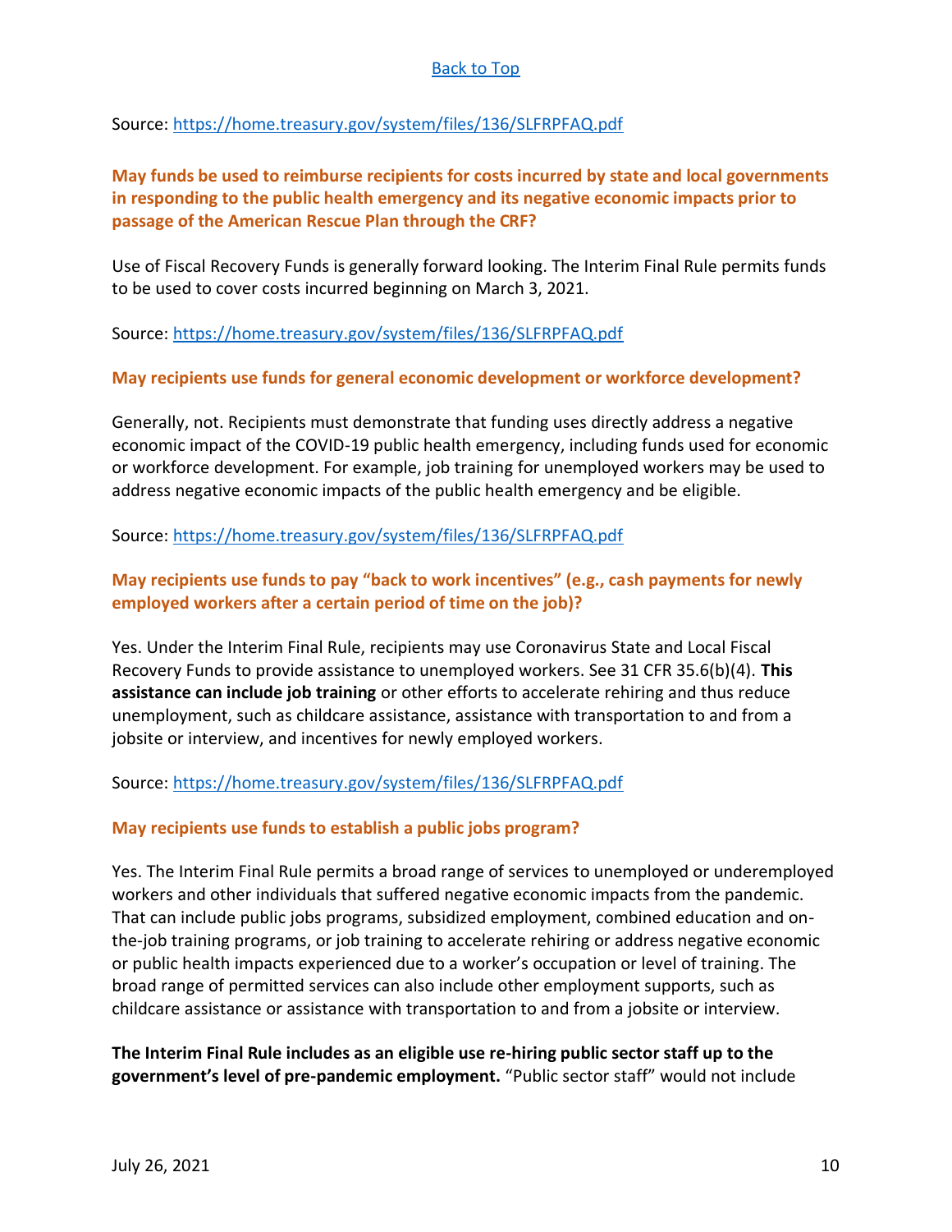[Back to Top](#)

Source: [https://home.treasury.gov/system/files/136/SLFRPFAQ.pdf](https://home.treasury.gov/system/files/136/SLFRPFAQ.pdf)

**May funds be used to reimburse recipients for costs incurred by state and local governments in responding to the public health emergency and its negative economic impacts prior to passage of the American Rescue Plan through the CRF?**

Use of Fiscal Recovery Funds is generally forward looking. The Interim Final Rule permits funds to be used to cover costs incurred beginning on March 3, 2021.

Source: [https://home.treasury.gov/system/files/136/SLFRPFAQ.pdf](https://home.treasury.gov/system/files/136/SLFRPFAQ.pdf)

**May recipients use funds for general economic development or workforce development?**

Generally, not. Recipients must demonstrate that funding uses directly address a negative economic impact of the COVID-19 public health emergency, including funds used for economic or workforce development. For example, job training for unemployed workers may be used to address negative economic impacts of the public health emergency and be eligible.

Source: [https://home.treasury.gov/system/files/136/SLFRPFAQ.pdf](https://home.treasury.gov/system/files/136/SLFRPFAQ.pdf)

**May recipients use funds to pay "back to work incentives" (e.g., cash payments for newly employed workers after a certain period of time on the job)?**

Yes. Under the Interim Final Rule, recipients may use Coronavirus State and Local Fiscal Recovery Funds to provide assistance to unemployed workers. See 31 CFR 35.6(b)(4). **This assistance can include job training** or other efforts to accelerate rehiring and thus reduce unemployment, such as childcare assistance, assistance with transportation to and from a jobsite or interview, and incentives for newly employed workers.

Source: [https://home.treasury.gov/system/files/136/SLFRPFAQ.pdf](https://home.treasury.gov/system/files/136/SLFRPFAQ.pdf)

**May recipients use funds to establish a public jobs program?**

Yes. The Interim Final Rule permits a broad range of services to unemployed or underemployed workers and other individuals that suffered negative economic impacts from the pandemic. That can include public jobs programs, subsidized employment, combined education and on-the-job training programs, or job training to accelerate rehiring or address negative economic or public health impacts experienced due to a worker's occupation or level of training. The broad range of permitted services can also include other employment supports, such as childcare assistance or assistance with transportation to and from a jobsite or interview.

**The Interim Final Rule includes as an eligible use re-hiring public sector staff up to the government's level of pre-pandemic employment.** "Public sector staff" would not include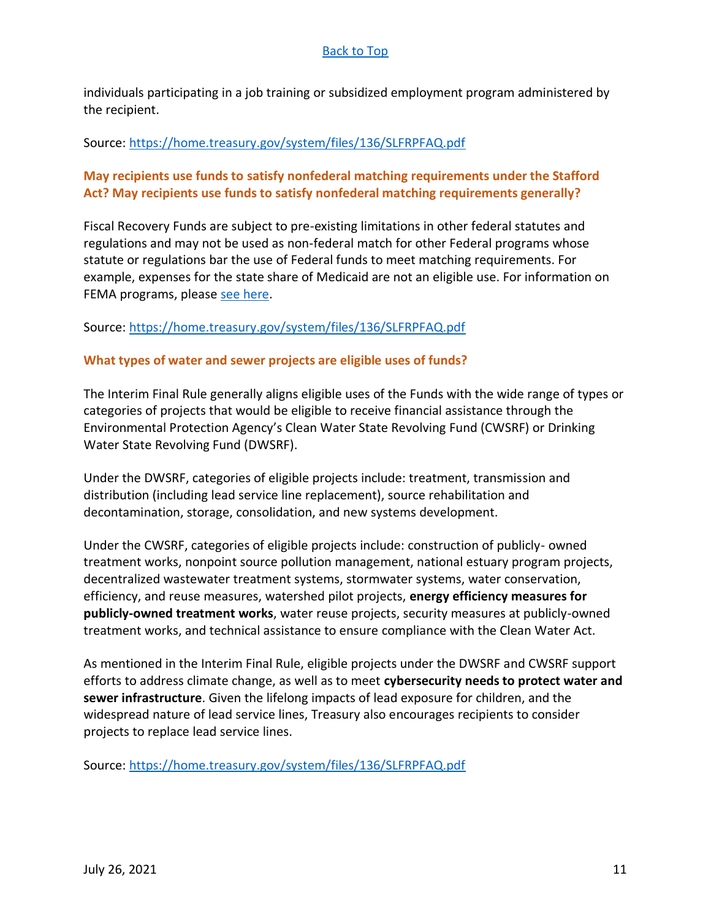[Back to Top]

individuals participating in a job training or subsidized employment program administered by the recipient.

Source: https://home.treasury.gov/system/files/136/SLFRPFAQ.pdf

### May recipients use funds to satisfy nonfederal matching requirements under the Stafford Act? May recipients use funds to satisfy nonfederal matching requirements generally?

Fiscal Recovery Funds are subject to pre-existing limitations in other federal statutes and regulations and may not be used as non-federal match for other Federal programs whose statute or regulations bar the use of Federal funds to meet matching requirements. For example, expenses for the state share of Medicaid are not an eligible use. For information on FEMA programs, please see here.

Source: https://home.treasury.gov/system/files/136/SLFRPFAQ.pdf

### What types of water and sewer projects are eligible uses of funds?

The Interim Final Rule generally aligns eligible uses of the Funds with the wide range of types or categories of projects that would be eligible to receive financial assistance through the Environmental Protection Agency's Clean Water State Revolving Fund (CWSRF) or Drinking Water State Revolving Fund (DWSRF).

Under the DWSRF, categories of eligible projects include: treatment, transmission and distribution (including lead service line replacement), source rehabilitation and decontamination, storage, consolidation, and new systems development.

Under the CWSRF, categories of eligible projects include: construction of publicly- owned treatment works, nonpoint source pollution management, national estuary program projects, decentralized wastewater treatment systems, stormwater systems, water conservation, efficiency, and reuse measures, watershed pilot projects, **energy efficiency measures for publicly-owned treatment works**, water reuse projects, security measures at publicly-owned treatment works, and technical assistance to ensure compliance with the Clean Water Act.

As mentioned in the Interim Final Rule, eligible projects under the DWSRF and CWSRF support efforts to address climate change, as well as to meet **cybersecurity needs to protect water and sewer infrastructure**. Given the lifelong impacts of lead exposure for children, and the widespread nature of lead service lines, Treasury also encourages recipients to consider projects to replace lead service lines.

Source: https://home.treasury.gov/system/files/136/SLFRPFAQ.pdf

July 26, 2021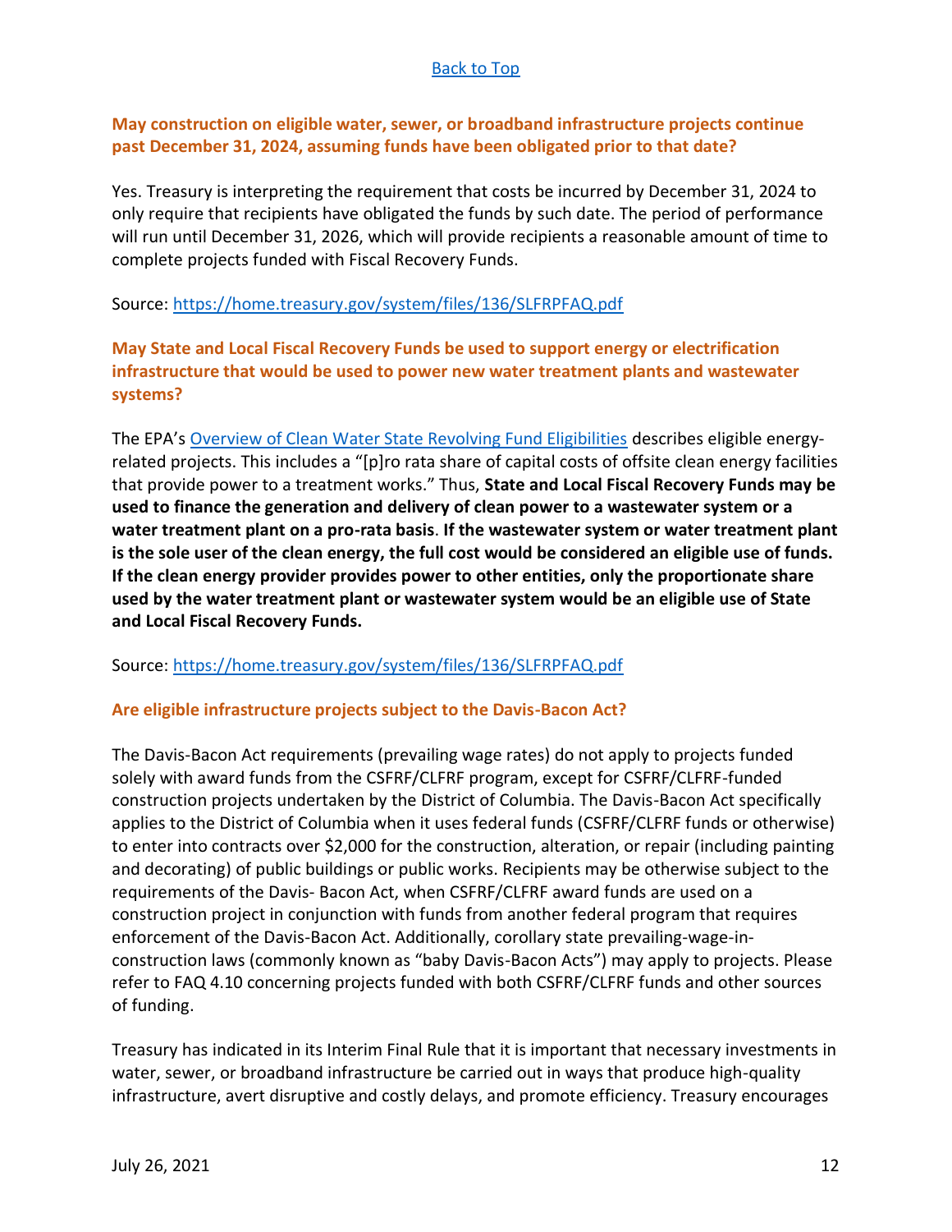[Back to Top](#)

### May construction on eligible water, sewer, or broadband infrastructure projects continue past December 31, 2024, assuming funds have been obligated prior to that date?

Yes. Treasury is interpreting the requirement that costs be incurred by December 31, 2024 to only require that recipients have obligated the funds by such date. The period of performance will run until December 31, 2026, which will provide recipients a reasonable amount of time to complete projects funded with Fiscal Recovery Funds.

Source: [https://home.treasury.gov/system/files/136/SLFRPFAQ.pdf](https://home.treasury.gov/system/files/136/SLFRPFAQ.pdf)

### May State and Local Fiscal Recovery Funds be used to support energy or electrification infrastructure that would be used to power new water treatment plants and wastewater systems?

The EPA's [Overview of Clean Water State Revolving Fund Eligibilities](#) describes eligible energy-related projects. This includes a "[p]ro rata share of capital costs of offsite clean energy facilities that provide power to a treatment works." Thus, **State and Local Fiscal Recovery Funds may be used to finance the generation and delivery of clean power to a wastewater system or a water treatment plant on a pro-rata basis**. **If the wastewater system or water treatment plant is the sole user of the clean energy, the full cost would be considered an eligible use of funds. If the clean energy provider provides power to other entities, only the proportionate share used by the water treatment plant or wastewater system would be an eligible use of State and Local Fiscal Recovery Funds.**

Source: [https://home.treasury.gov/system/files/136/SLFRPFAQ.pdf](https://home.treasury.gov/system/files/136/SLFRPFAQ.pdf)

### Are eligible infrastructure projects subject to the Davis-Bacon Act?

The Davis-Bacon Act requirements (prevailing wage rates) do not apply to projects funded solely with award funds from the CSFRF/CLFRF program, except for CSFRF/CLFRF-funded construction projects undertaken by the District of Columbia. The Davis-Bacon Act specifically applies to the District of Columbia when it uses federal funds (CSFRF/CLFRF funds or otherwise) to enter into contracts over $2,000 for the construction, alteration, or repair (including painting and decorating) of public buildings or public works. Recipients may be otherwise subject to the requirements of the Davis- Bacon Act, when CSFRF/CLFRF award funds are used on a construction project in conjunction with funds from another federal program that requires enforcement of the Davis-Bacon Act. Additionally, corollary state prevailing-wage-in-construction laws (commonly known as "baby Davis-Bacon Acts") may apply to projects. Please refer to FAQ 4.10 concerning projects funded with both CSFRF/CLFRF funds and other sources of funding.

Treasury has indicated in its Interim Final Rule that it is important that necessary investments in water, sewer, or broadband infrastructure be carried out in ways that produce high-quality infrastructure, avert disruptive and costly delays, and promote efficiency. Treasury encourages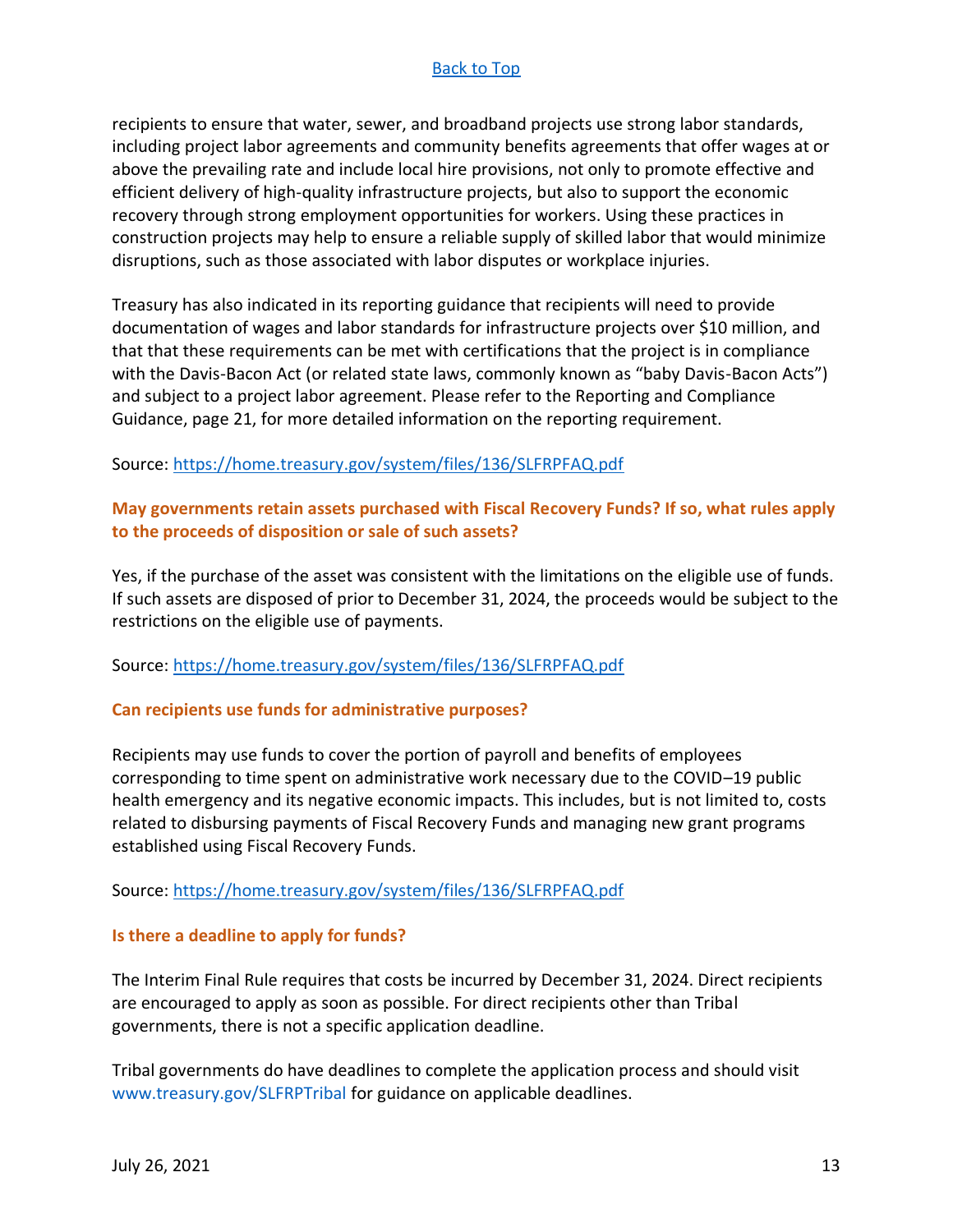recipients to ensure that water, sewer, and broadband projects use strong labor standards, including project labor agreements and community benefits agreements that offer wages at or above the prevailing rate and include local hire provisions, not only to promote effective and efficient delivery of high-quality infrastructure projects, but also to support the economic recovery through strong employment opportunities for workers. Using these practices in construction projects may help to ensure a reliable supply of skilled labor that would minimize disruptions, such as those associated with labor disputes or workplace injuries.

Treasury has also indicated in its reporting guidance that recipients will need to provide documentation of wages and labor standards for infrastructure projects over $10 million, and that that these requirements can be met with certifications that the project is in compliance with the Davis-Bacon Act (or related state laws, commonly known as "baby Davis-Bacon Acts") and subject to a project labor agreement. Please refer to the Reporting and Compliance Guidance, page 21, for more detailed information on the reporting requirement.

Source: https://home.treasury.gov/system/files/136/SLFRPFAQ.pdf

### May governments retain assets purchased with Fiscal Recovery Funds? If so, what rules apply to the proceeds of disposition or sale of such assets?

Yes, if the purchase of the asset was consistent with the limitations on the eligible use of funds. If such assets are disposed of prior to December 31, 2024, the proceeds would be subject to the restrictions on the eligible use of payments.

Source: https://home.treasury.gov/system/files/136/SLFRPFAQ.pdf

### Can recipients use funds for administrative purposes?

Recipients may use funds to cover the portion of payroll and benefits of employees corresponding to time spent on administrative work necessary due to the COVID–19 public health emergency and its negative economic impacts. This includes, but is not limited to, costs related to disbursing payments of Fiscal Recovery Funds and managing new grant programs established using Fiscal Recovery Funds.

Source: https://home.treasury.gov/system/files/136/SLFRPFAQ.pdf

### Is there a deadline to apply for funds?

The Interim Final Rule requires that costs be incurred by December 31, 2024. Direct recipients are encouraged to apply as soon as possible. For direct recipients other than Tribal governments, there is not a specific application deadline.

Tribal governments do have deadlines to complete the application process and should visit www.treasury.gov/SLFRPTribal for guidance on applicable deadlines.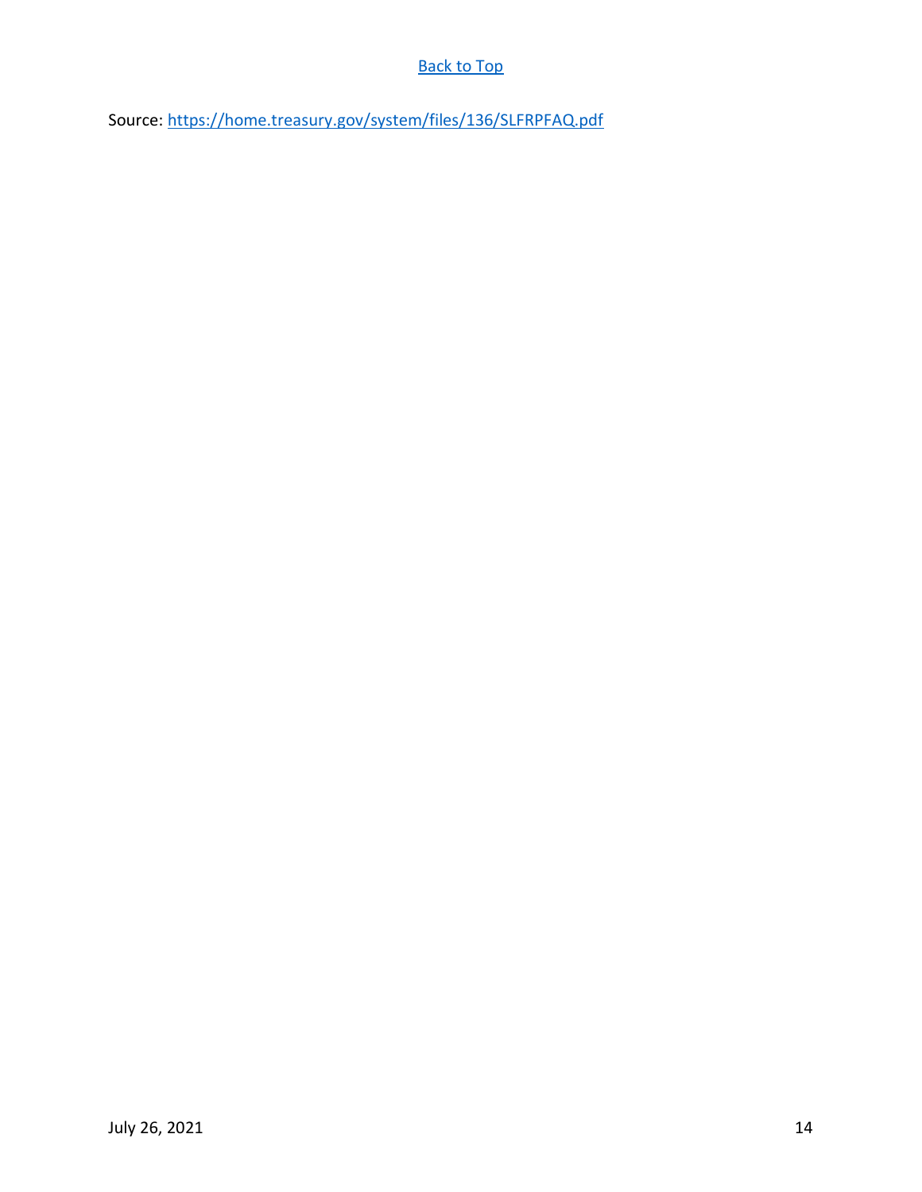[Back to Top](#)

Source: [https://home.treasury.gov/system/files/136/SLFRPFAQ.pdf](https://home.treasury.gov/system/files/136/SLFRPFAQ.pdf)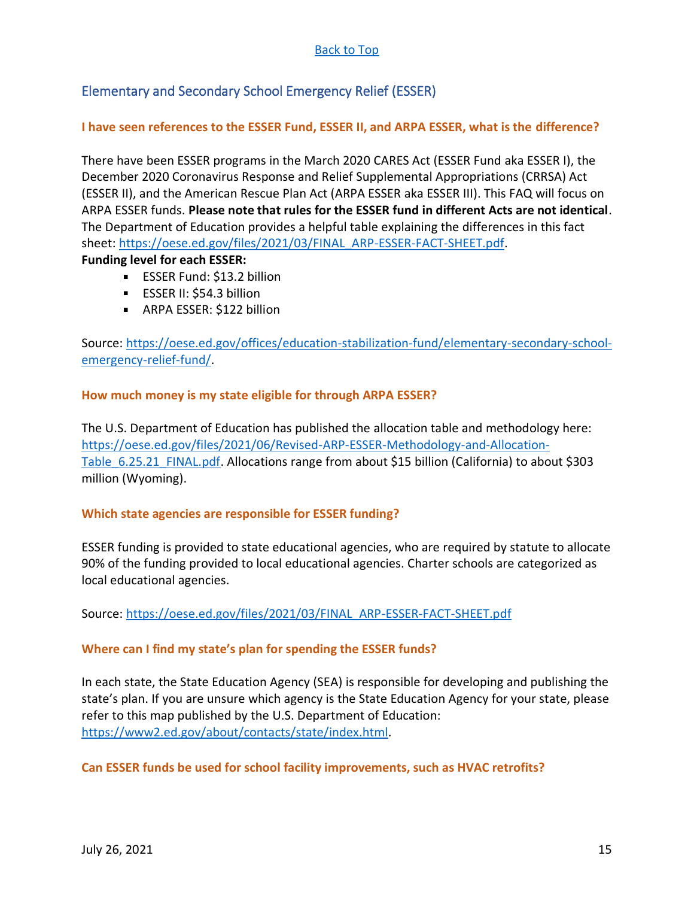[Back to Top](#)

## Elementary and Secondary School Emergency Relief (ESSER)

**I have seen references to the ESSER Fund, ESSER II, and ARPA ESSER, what is the difference?**

There have been ESSER programs in the March 2020 CARES Act (ESSER Fund aka ESSER I), the December 2020 Coronavirus Response and Relief Supplemental Appropriations (CRRSA) Act (ESSER II), and the American Rescue Plan Act (ARPA ESSER aka ESSER III). This FAQ will focus on ARPA ESSER funds. **Please note that rules for the ESSER fund in different Acts are not identical**. The Department of Education provides a helpful table explaining the differences in this fact sheet: [https://oese.ed.gov/files/2021/03/FINAL_ARP-ESSER-FACT-SHEET.pdf](https://oese.ed.gov/files/2021/03/FINAL_ARP-ESSER-FACT-SHEET.pdf).

**Funding level for each ESSER:**

- ESSER Fund: $13.2 billion
- ESSER II: $54.3 billion
- ARPA ESSER: $122 billion

Source: [https://oese.ed.gov/offices/education-stabilization-fund/elementary-secondary-school-emergency-relief-fund/](https://oese.ed.gov/offices/education-stabilization-fund/elementary-secondary-school-emergency-relief-fund/).

**How much money is my state eligible for through ARPA ESSER?**

The U.S. Department of Education has published the allocation table and methodology here: [https://oese.ed.gov/files/2021/06/Revised-ARP-ESSER-Methodology-and-Allocation-Table_6.25.21_FINAL.pdf](https://oese.ed.gov/files/2021/06/Revised-ARP-ESSER-Methodology-and-Allocation-Table_6.25.21_FINAL.pdf). Allocations range from about $15 billion (California) to about $303 million (Wyoming).

**Which state agencies are responsible for ESSER funding?**

ESSER funding is provided to state educational agencies, who are required by statute to allocate 90% of the funding provided to local educational agencies. Charter schools are categorized as local educational agencies.

Source: [https://oese.ed.gov/files/2021/03/FINAL_ARP-ESSER-FACT-SHEET.pdf](https://oese.ed.gov/files/2021/03/FINAL_ARP-ESSER-FACT-SHEET.pdf)

**Where can I find my state's plan for spending the ESSER funds?**

In each state, the State Education Agency (SEA) is responsible for developing and publishing the state's plan. If you are unsure which agency is the State Education Agency for your state, please refer to this map published by the U.S. Department of Education: [https://www2.ed.gov/about/contacts/state/index.html](https://www2.ed.gov/about/contacts/state/index.html).

**Can ESSER funds be used for school facility improvements, such as HVAC retrofits?**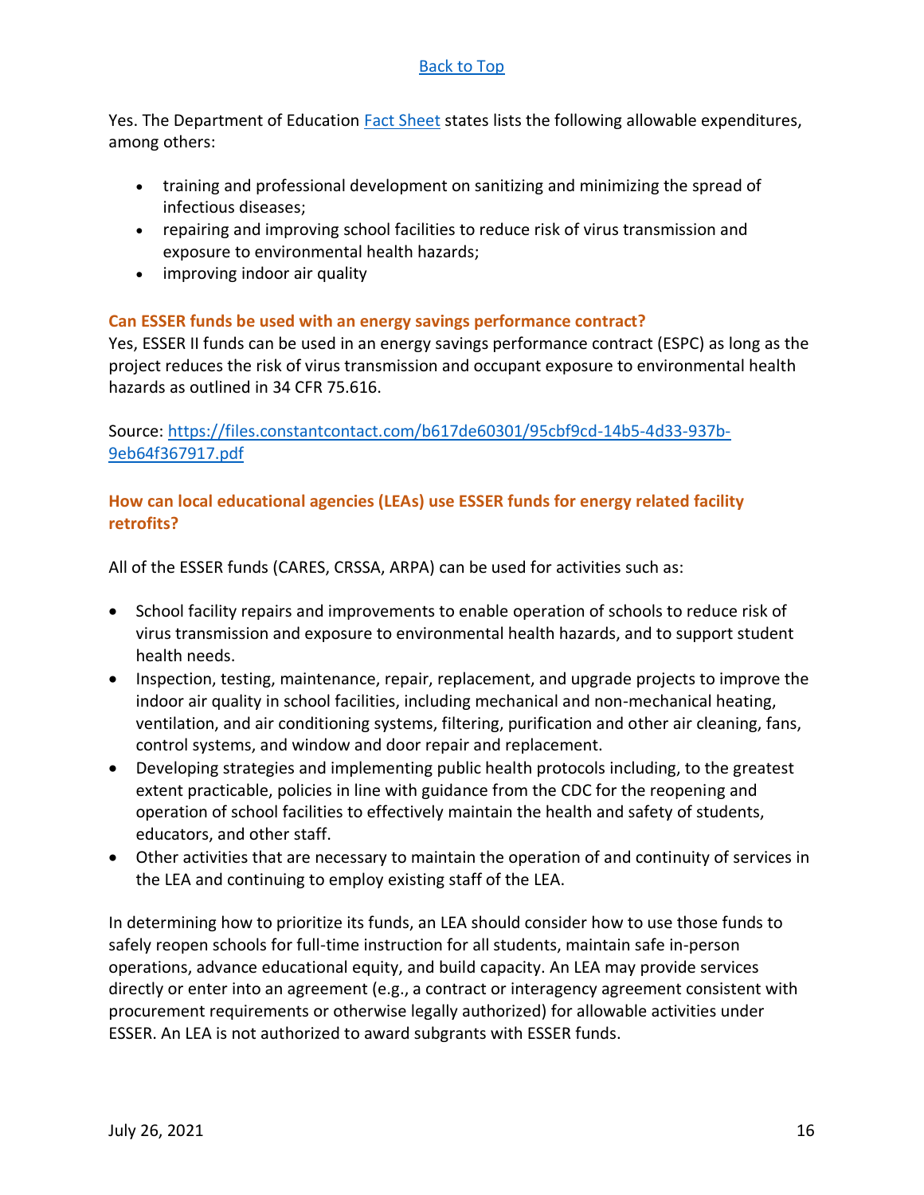[Back to Top]

Yes. The Department of Education [Fact Sheet] states lists the following allowable expenditures, among others:

- training and professional development on sanitizing and minimizing the spread of infectious diseases;
- repairing and improving school facilities to reduce risk of virus transmission and exposure to environmental health hazards;
- improving indoor air quality

### Can ESSER funds be used with an energy savings performance contract?

Yes, ESSER II funds can be used in an energy savings performance contract (ESPC) as long as the project reduces the risk of virus transmission and occupant exposure to environmental health hazards as outlined in 34 CFR 75.616.

Source: https://files.constantcontact.com/b617de60301/95cbf9cd-14b5-4d33-937b-9eb64f367917.pdf

### How can local educational agencies (LEAs) use ESSER funds for energy related facility retrofits?

All of the ESSER funds (CARES, CRSSA, ARPA) can be used for activities such as:

- School facility repairs and improvements to enable operation of schools to reduce risk of virus transmission and exposure to environmental health hazards, and to support student health needs.
- Inspection, testing, maintenance, repair, replacement, and upgrade projects to improve the indoor air quality in school facilities, including mechanical and non-mechanical heating, ventilation, and air conditioning systems, filtering, purification and other air cleaning, fans, control systems, and window and door repair and replacement.
- Developing strategies and implementing public health protocols including, to the greatest extent practicable, policies in line with guidance from the CDC for the reopening and operation of school facilities to effectively maintain the health and safety of students, educators, and other staff.
- Other activities that are necessary to maintain the operation of and continuity of services in the LEA and continuing to employ existing staff of the LEA.

In determining how to prioritize its funds, an LEA should consider how to use those funds to safely reopen schools for full-time instruction for all students, maintain safe in-person operations, advance educational equity, and build capacity. An LEA may provide services directly or enter into an agreement (e.g., a contract or interagency agreement consistent with procurement requirements or otherwise legally authorized) for allowable activities under ESSER. An LEA is not authorized to award subgrants with ESSER funds.

July 26, 2021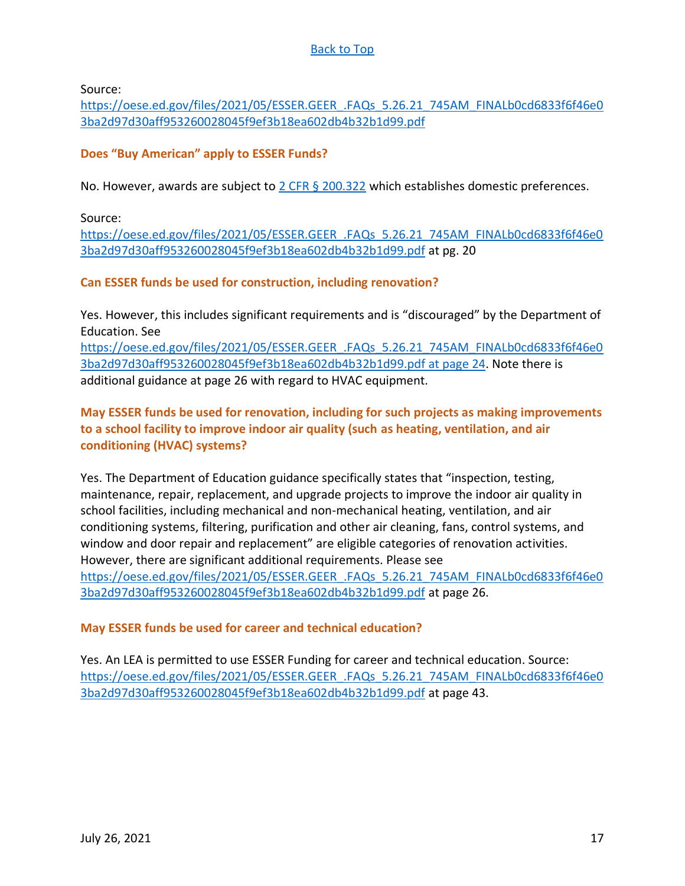[Back to Top](#)

Source:
[https://oese.ed.gov/files/2021/05/ESSER.GEER_.FAQs_5.26.21_745AM_FINALb0cd6833f6f46e03ba2d97d30aff953260028045f9ef3b18ea602db4b32b1d99.pdf](https://oese.ed.gov/files/2021/05/ESSER.GEER_.FAQs_5.26.21_745AM_FINALb0cd6833f6f46e03ba2d97d30aff953260028045f9ef3b18ea602db4b32b1d99.pdf)

### Does "Buy American" apply to ESSER Funds?

No. However, awards are subject to [2 CFR § 200.322](#) which establishes domestic preferences.

Source:
[https://oese.ed.gov/files/2021/05/ESSER.GEER_.FAQs_5.26.21_745AM_FINALb0cd6833f6f46e03ba2d97d30aff953260028045f9ef3b18ea602db4b32b1d99.pdf](https://oese.ed.gov/files/2021/05/ESSER.GEER_.FAQs_5.26.21_745AM_FINALb0cd6833f6f46e03ba2d97d30aff953260028045f9ef3b18ea602db4b32b1d99.pdf) at pg. 20

### Can ESSER funds be used for construction, including renovation?

Yes. However, this includes significant requirements and is "discouraged" by the Department of Education. See [https://oese.ed.gov/files/2021/05/ESSER.GEER_.FAQs_5.26.21_745AM_FINALb0cd6833f6f46e03ba2d97d30aff953260028045f9ef3b18ea602db4b32b1d99.pdf at page 24](https://oese.ed.gov/files/2021/05/ESSER.GEER_.FAQs_5.26.21_745AM_FINALb0cd6833f6f46e03ba2d97d30aff953260028045f9ef3b18ea602db4b32b1d99.pdf). Note there is additional guidance at page 26 with regard to HVAC equipment.

### May ESSER funds be used for renovation, including for such projects as making improvements to a school facility to improve indoor air quality (such as heating, ventilation, and air conditioning (HVAC) systems?

Yes. The Department of Education guidance specifically states that "inspection, testing, maintenance, repair, replacement, and upgrade projects to improve the indoor air quality in school facilities, including mechanical and non-mechanical heating, ventilation, and air conditioning systems, filtering, purification and other air cleaning, fans, control systems, and window and door repair and replacement" are eligible categories of renovation activities. However, there are significant additional requirements. Please see [https://oese.ed.gov/files/2021/05/ESSER.GEER_.FAQs_5.26.21_745AM_FINALb0cd6833f6f46e03ba2d97d30aff953260028045f9ef3b18ea602db4b32b1d99.pdf](https://oese.ed.gov/files/2021/05/ESSER.GEER_.FAQs_5.26.21_745AM_FINALb0cd6833f6f46e03ba2d97d30aff953260028045f9ef3b18ea602db4b32b1d99.pdf) at page 26.

### May ESSER funds be used for career and technical education?

Yes. An LEA is permitted to use ESSER Funding for career and technical education. Source: [https://oese.ed.gov/files/2021/05/ESSER.GEER_.FAQs_5.26.21_745AM_FINALb0cd6833f6f46e03ba2d97d30aff953260028045f9ef3b18ea602db4b32b1d99.pdf](https://oese.ed.gov/files/2021/05/ESSER.GEER_.FAQs_5.26.21_745AM_FINALb0cd6833f6f46e03ba2d97d30aff953260028045f9ef3b18ea602db4b32b1d99.pdf) at page 43.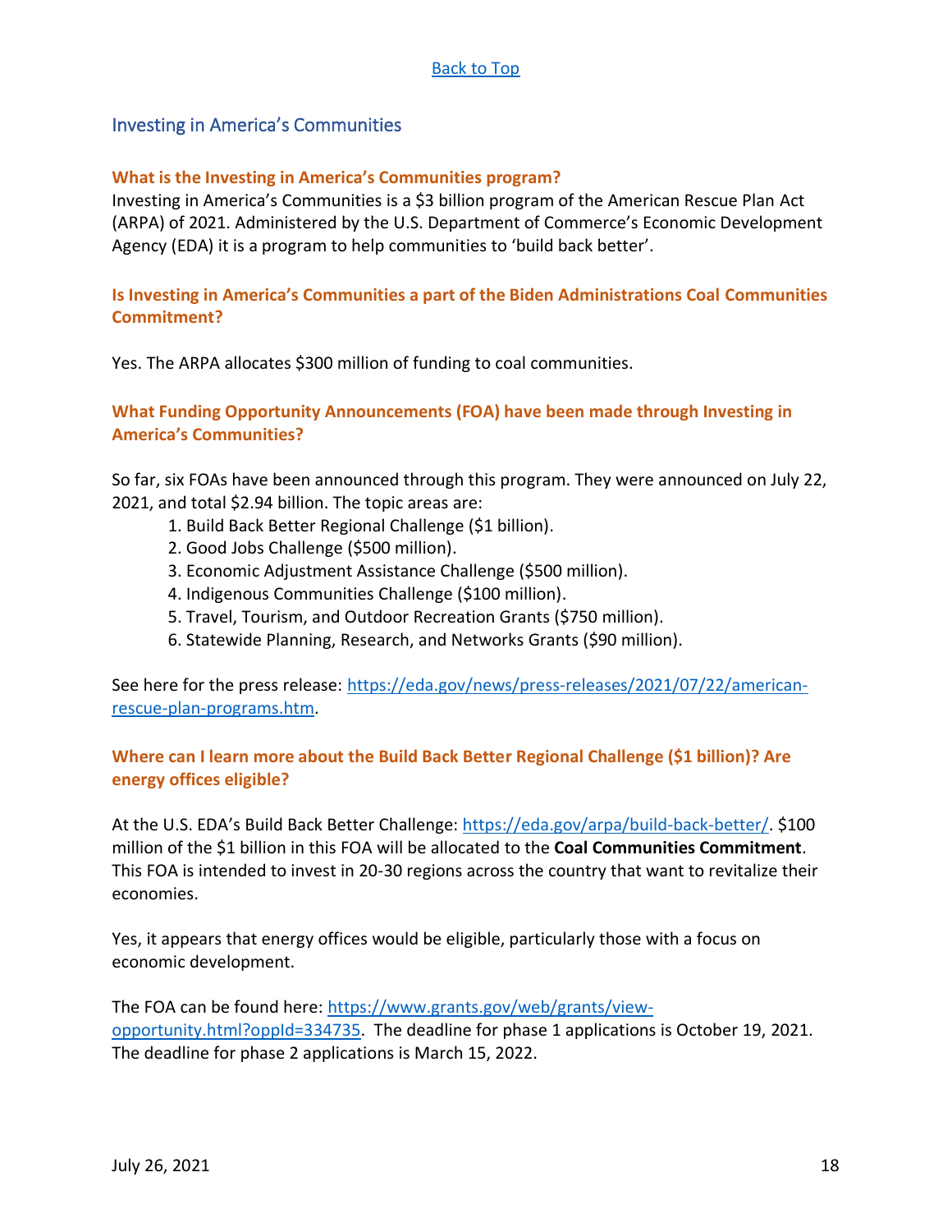[Back to Top]

## Investing in America's Communities

### What is the Investing in America's Communities program?

Investing in America's Communities is a $3 billion program of the American Rescue Plan Act (ARPA) of 2021. Administered by the U.S. Department of Commerce's Economic Development Agency (EDA) it is a program to help communities to 'build back better'.

### Is Investing in America's Communities a part of the Biden Administrations Coal Communities Commitment?

Yes. The ARPA allocates $300 million of funding to coal communities.

### What Funding Opportunity Announcements (FOA) have been made through Investing in America's Communities?

So far, six FOAs have been announced through this program. They were announced on July 22, 2021, and total $2.94 billion. The topic areas are:

1. Build Back Better Regional Challenge ($1 billion).
2. Good Jobs Challenge ($500 million).
3. Economic Adjustment Assistance Challenge ($500 million).
4. Indigenous Communities Challenge ($100 million).
5. Travel, Tourism, and Outdoor Recreation Grants ($750 million).
6. Statewide Planning, Research, and Networks Grants ($90 million).

See here for the press release: https://eda.gov/news/press-releases/2021/07/22/american-rescue-plan-programs.htm.

### Where can I learn more about the Build Back Better Regional Challenge ($1 billion)? Are energy offices eligible?

At the U.S. EDA's Build Back Better Challenge: https://eda.gov/arpa/build-back-better/. $100 million of the $1 billion in this FOA will be allocated to the **Coal Communities Commitment**. This FOA is intended to invest in 20-30 regions across the country that want to revitalize their economies.

Yes, it appears that energy offices would be eligible, particularly those with a focus on economic development.

The FOA can be found here: https://www.grants.gov/web/grants/view-opportunity.html?oppId=334735. The deadline for phase 1 applications is October 19, 2021. The deadline for phase 2 applications is March 15, 2022.

July 26, 2021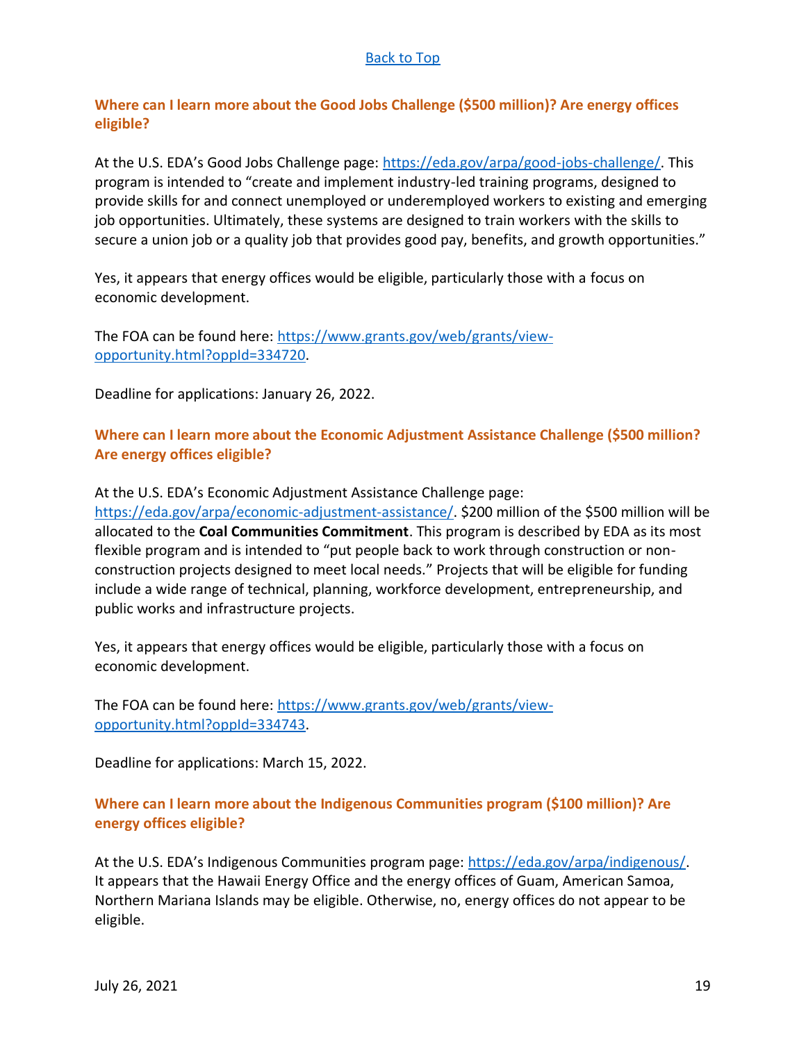[Back to Top](#)

### Where can I learn more about the Good Jobs Challenge ($500 million)? Are energy offices eligible?

At the U.S. EDA's Good Jobs Challenge page: [https://eda.gov/arpa/good-jobs-challenge/](https://eda.gov/arpa/good-jobs-challenge/). This program is intended to "create and implement industry-led training programs, designed to provide skills for and connect unemployed or underemployed workers to existing and emerging job opportunities. Ultimately, these systems are designed to train workers with the skills to secure a union job or a quality job that provides good pay, benefits, and growth opportunities."

Yes, it appears that energy offices would be eligible, particularly those with a focus on economic development.

The FOA can be found here: [https://www.grants.gov/web/grants/view-opportunity.html?oppId=334720](https://www.grants.gov/web/grants/view-opportunity.html?oppId=334720).

Deadline for applications: January 26, 2022.

### Where can I learn more about the Economic Adjustment Assistance Challenge ($500 million? Are energy offices eligible?

At the U.S. EDA's Economic Adjustment Assistance Challenge page: [https://eda.gov/arpa/economic-adjustment-assistance/](https://eda.gov/arpa/economic-adjustment-assistance/). $200 million of the $500 million will be allocated to the **Coal Communities Commitment**. This program is described by EDA as its most flexible program and is intended to "put people back to work through construction or non-construction projects designed to meet local needs." Projects that will be eligible for funding include a wide range of technical, planning, workforce development, entrepreneurship, and public works and infrastructure projects.

Yes, it appears that energy offices would be eligible, particularly those with a focus on economic development.

The FOA can be found here: [https://www.grants.gov/web/grants/view-opportunity.html?oppId=334743](https://www.grants.gov/web/grants/view-opportunity.html?oppId=334743).

Deadline for applications: March 15, 2022.

### Where can I learn more about the Indigenous Communities program ($100 million)? Are energy offices eligible?

At the U.S. EDA's Indigenous Communities program page: [https://eda.gov/arpa/indigenous/](https://eda.gov/arpa/indigenous/). It appears that the Hawaii Energy Office and the energy offices of Guam, American Samoa, Northern Mariana Islands may be eligible. Otherwise, no, energy offices do not appear to be eligible.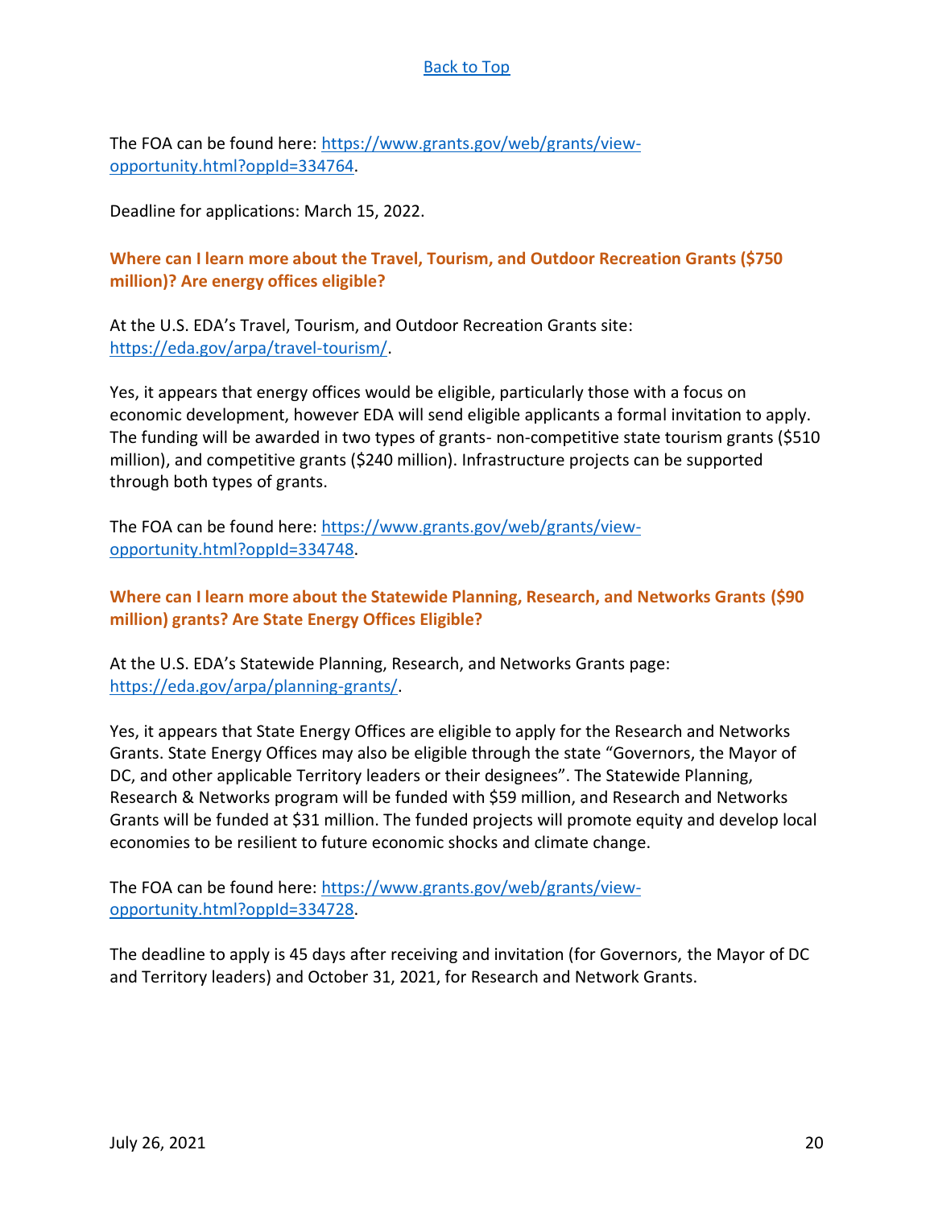[Back to Top](#)

The FOA can be found here: [https://www.grants.gov/web/grants/view-opportunity.html?oppId=334764](https://www.grants.gov/web/grants/view-opportunity.html?oppId=334764).

Deadline for applications: March 15, 2022.

### Where can I learn more about the Travel, Tourism, and Outdoor Recreation Grants ($750 million)? Are energy offices eligible?

At the U.S. EDA's Travel, Tourism, and Outdoor Recreation Grants site: [https://eda.gov/arpa/travel-tourism/](https://eda.gov/arpa/travel-tourism/).

Yes, it appears that energy offices would be eligible, particularly those with a focus on economic development, however EDA will send eligible applicants a formal invitation to apply. The funding will be awarded in two types of grants- non-competitive state tourism grants ($510 million), and competitive grants ($240 million). Infrastructure projects can be supported through both types of grants.

The FOA can be found here: [https://www.grants.gov/web/grants/view-opportunity.html?oppId=334748](https://www.grants.gov/web/grants/view-opportunity.html?oppId=334748).

### Where can I learn more about the Statewide Planning, Research, and Networks Grants ($90 million) grants? Are State Energy Offices Eligible?

At the U.S. EDA's Statewide Planning, Research, and Networks Grants page: [https://eda.gov/arpa/planning-grants/](https://eda.gov/arpa/planning-grants/).

Yes, it appears that State Energy Offices are eligible to apply for the Research and Networks Grants. State Energy Offices may also be eligible through the state "Governors, the Mayor of DC, and other applicable Territory leaders or their designees". The Statewide Planning, Research & Networks program will be funded with $59 million, and Research and Networks Grants will be funded at $31 million. The funded projects will promote equity and develop local economies to be resilient to future economic shocks and climate change.

The FOA can be found here: [https://www.grants.gov/web/grants/view-opportunity.html?oppId=334728](https://www.grants.gov/web/grants/view-opportunity.html?oppId=334728).

The deadline to apply is 45 days after receiving and invitation (for Governors, the Mayor of DC and Territory leaders) and October 31, 2021, for Research and Network Grants.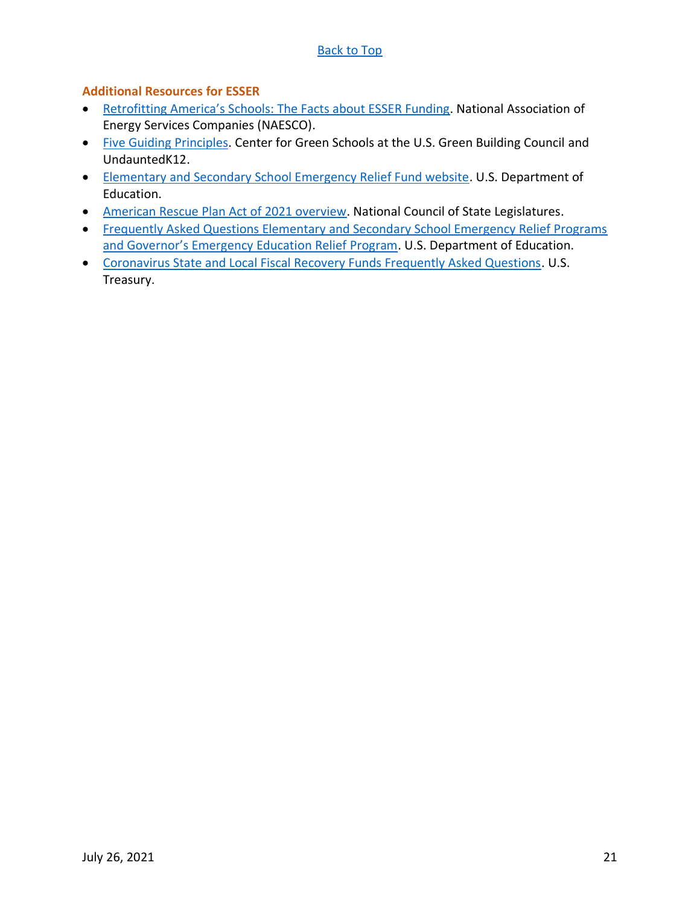Back to Top

**Additional Resources for ESSER**

- Retrofitting America's Schools: The Facts about ESSER Funding. National Association of Energy Services Companies (NAESCO).
- Five Guiding Principles. Center for Green Schools at the U.S. Green Building Council and UndauntedK12.
- Elementary and Secondary School Emergency Relief Fund website. U.S. Department of Education.
- American Rescue Plan Act of 2021 overview. National Council of State Legislatures.
- Frequently Asked Questions Elementary and Secondary School Emergency Relief Programs and Governor's Emergency Education Relief Program. U.S. Department of Education.
- Coronavirus State and Local Fiscal Recovery Funds Frequently Asked Questions. U.S. Treasury.

July 26, 2021